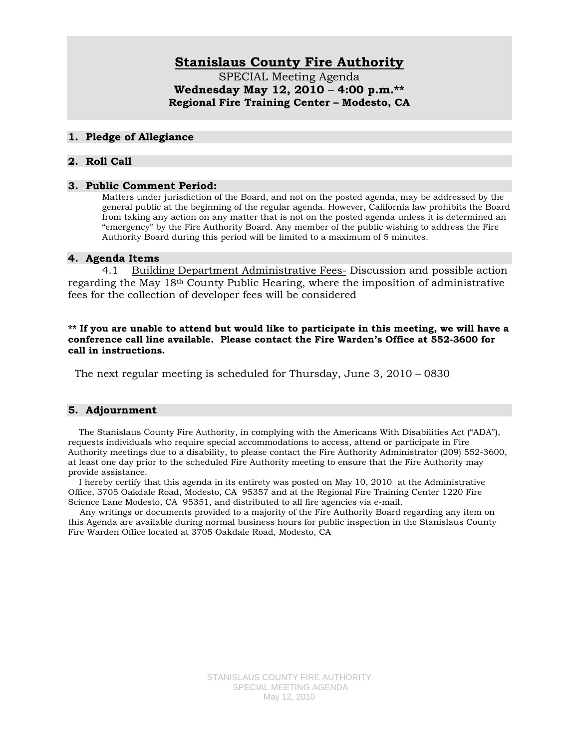# Stanislaus County Fire Authority

SPECIAL Meeting Agenda

**Wednesday May 12, 2010 – 4:00 p.m.\*\***

**Regional Fire Training Center – Modesto, CA**

## 1. Pledge of Allegiance

## 2. Roll Call

## 3. Public Comment Period:

Matters under jurisdiction of the Board, and not on the posted agenda, may be addressed by the general public at the beginning of the regular agenda. However, California law prohibits the Board from taking any action on any matter that is not on the posted agenda unless it is determined an "emergency" by the Fire Authority Board. Any member of the public wishing to address the Fire Authority Board during this period will be limited to a maximum of 5 minutes.

## 4. Agenda Items

4.1 Building Department Administrative Fees- Discussion and possible action regarding the May 18th County Public Hearing, where the imposition of administrative fees for the collection of developer fees will be considered

**\*\* If you are unable to attend but would like to participate in this meeting, we will have a conference call line available. Please contact the Fire Warden's Office at 552-3600 for call in instructions.**

The next regular meeting is scheduled for Thursday, June 3, 2010 – 0830

## 5. Adjournment

The Stanislaus County Fire Authority, in complying with the Americans With Disabilities Act ("ADA"), requests individuals who require special accommodations to access, attend or participate in Fire Authority meetings due to a disability, to please contact the Fire Authority Administrator (209) 552-3600, at least one day prior to the scheduled Fire Authority meeting to ensure that the Fire Authority may provide assistance.

I hereby certify that this agenda in its entirety was posted on May 10, 2010 at the Administrative Office, 3705 Oakdale Road, Modesto, CA 95357 and at the Regional Fire Training Center 1220 Fire Science Lane Modesto, CA 95351, and distributed to all fire agencies via e-mail.

Any writings or documents provided to a majority of the Fire Authority Board regarding any item on this Agenda are available during normal business hours for public inspection in the Stanislaus County Fire Warden Office located at 3705 Oakdale Road, Modesto, CA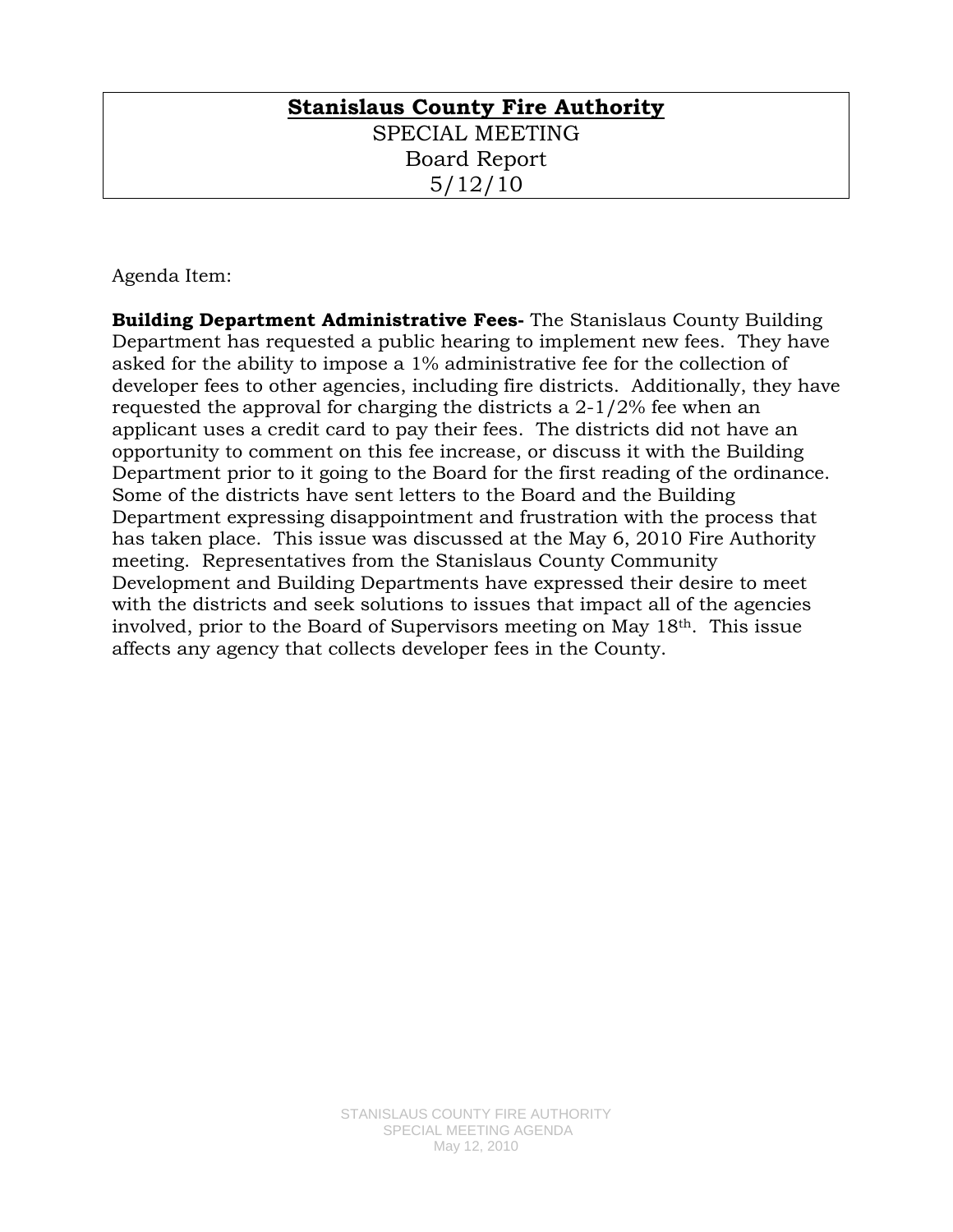**Stanislaus County Fire Authority**
SPECIAL MEETING
Board Report
5/12/10

Agenda Item:

**Building Department Administrative Fees-** The Stanislaus County Building Department has requested a public hearing to implement new fees. They have asked for the ability to impose a 1% administrative fee for the collection of developer fees to other agencies, including fire districts. Additionally, they have requested the approval for charging the districts a 2-1/2% fee when an applicant uses a credit card to pay their fees. The districts did not have an opportunity to comment on this fee increase, or discuss it with the Building Department prior to it going to the Board for the first reading of the ordinance. Some of the districts have sent letters to the Board and the Building Department expressing disappointment and frustration with the process that has taken place. This issue was discussed at the May 6, 2010 Fire Authority meeting. Representatives from the Stanislaus County Community Development and Building Departments have expressed their desire to meet with the districts and seek solutions to issues that impact all of the agencies involved, prior to the Board of Supervisors meeting on May 18th. This issue affects any agency that collects developer fees in the County.